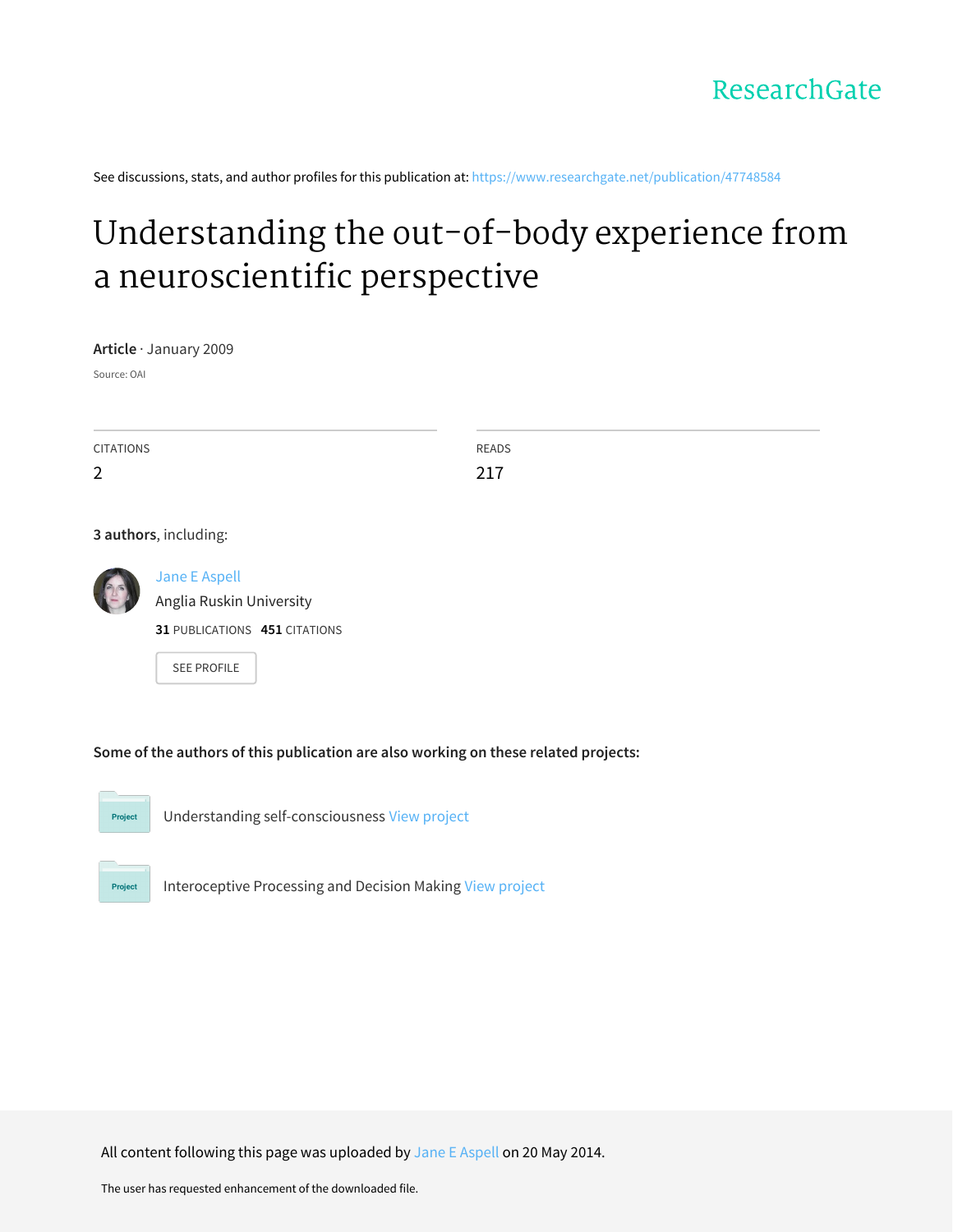ResearchGate

See discussions, stats, and author profiles for this publication at: https://www.researchgate.net/publication/47748584

# Understanding the out-of-body experience from a neuroscientific perspective

**Article** · January 2009

Source: OAI

| CITATIONS | READS |
|---|---|
| 2 | 217 |

**3 authors**, including:

Jane E Aspell
Anglia Ruskin University
**31** PUBLICATIONS **451** CITATIONS

SEE PROFILE

**Some of the authors of this publication are also working on these related projects:**

Project: Understanding self-consciousness View project

Project: Interoceptive Processing and Decision Making View project

All content following this page was uploaded by Jane E Aspell on 20 May 2014.

The user has requested enhancement of the downloaded file.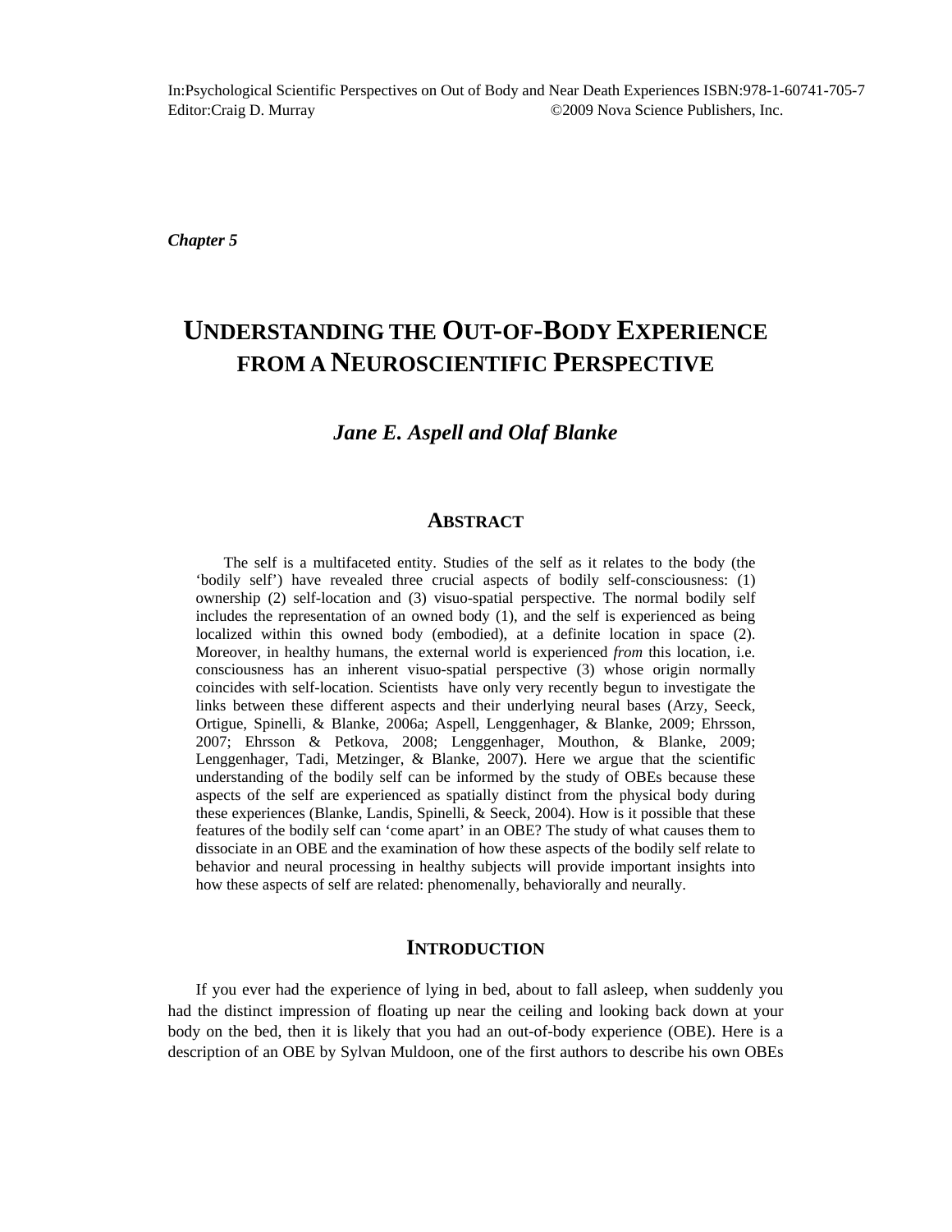In:Psychological Scientific Perspectives on Out of Body and Near Death Experiences ISBN:978-1-60741-705-7
Editor:Craig D. Murray ©2009 Nova Science Publishers, Inc.

*Chapter 5*

# UNDERSTANDING THE OUT-OF-BODY EXPERIENCE FROM A NEUROSCIENTIFIC PERSPECTIVE

***Jane E. Aspell and Olaf Blanke***

## ABSTRACT

The self is a multifaceted entity. Studies of the self as it relates to the body (the 'bodily self') have revealed three crucial aspects of bodily self-consciousness: (1) ownership (2) self-location and (3) visuo-spatial perspective. The normal bodily self includes the representation of an owned body (1), and the self is experienced as being localized within this owned body (embodied), at a definite location in space (2). Moreover, in healthy humans, the external world is experienced *from* this location, i.e. consciousness has an inherent visuo-spatial perspective (3) whose origin normally coincides with self-location. Scientists have only very recently begun to investigate the links between these different aspects and their underlying neural bases (Arzy, Seeck, Ortigue, Spinelli, & Blanke, 2006a; Aspell, Lenggenhager, & Blanke, 2009; Ehrsson, 2007; Ehrsson & Petkova, 2008; Lenggenhager, Mouthon, & Blanke, 2009; Lenggenhager, Tadi, Metzinger, & Blanke, 2007). Here we argue that the scientific understanding of the bodily self can be informed by the study of OBEs because these aspects of the self are experienced as spatially distinct from the physical body during these experiences (Blanke, Landis, Spinelli, & Seeck, 2004). How is it possible that these features of the bodily self can 'come apart' in an OBE? The study of what causes them to dissociate in an OBE and the examination of how these aspects of the bodily self relate to behavior and neural processing in healthy subjects will provide important insights into how these aspects of self are related: phenomenally, behaviorally and neurally.

## INTRODUCTION

If you ever had the experience of lying in bed, about to fall asleep, when suddenly you had the distinct impression of floating up near the ceiling and looking back down at your body on the bed, then it is likely that you had an out-of-body experience (OBE). Here is a description of an OBE by Sylvan Muldoon, one of the first authors to describe his own OBEs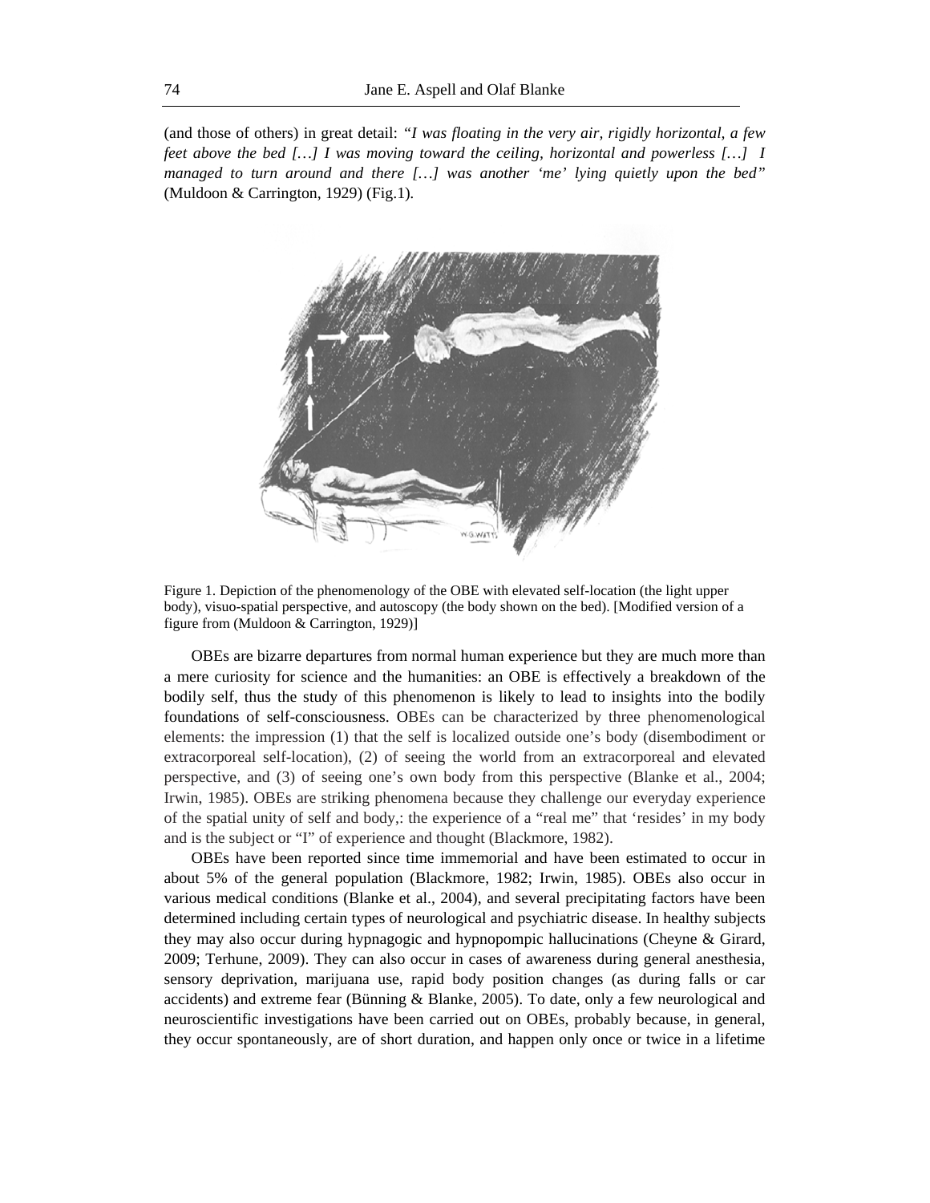(and those of others) in great detail: *"I was floating in the very air, rigidly horizontal, a few feet above the bed […] I was moving toward the ceiling, horizontal and powerless […] I managed to turn around and there […] was another 'me' lying quietly upon the bed"* (Muldoon & Carrington, 1929) (Fig.1).

Figure 1. Depiction of the phenomenology of the OBE with elevated self-location (the light upper body), visuo-spatial perspective, and autoscopy (the body shown on the bed). [Modified version of a figure from (Muldoon & Carrington, 1929)]

OBEs are bizarre departures from normal human experience but they are much more than a mere curiosity for science and the humanities: an OBE is effectively a breakdown of the bodily self, thus the study of this phenomenon is likely to lead to insights into the bodily foundations of self-consciousness. OBEs can be characterized by three phenomenological elements: the impression (1) that the self is localized outside one's body (disembodiment or extracorporeal self-location), (2) of seeing the world from an extracorporeal and elevated perspective, and (3) of seeing one's own body from this perspective (Blanke et al., 2004; Irwin, 1985). OBEs are striking phenomena because they challenge our everyday experience of the spatial unity of self and body,: the experience of a "real me" that 'resides' in my body and is the subject or "I" of experience and thought (Blackmore, 1982).

OBEs have been reported since time immemorial and have been estimated to occur in about 5% of the general population (Blackmore, 1982; Irwin, 1985). OBEs also occur in various medical conditions (Blanke et al., 2004), and several precipitating factors have been determined including certain types of neurological and psychiatric disease. In healthy subjects they may also occur during hypnagogic and hypnopompic hallucinations (Cheyne & Girard, 2009; Terhune, 2009). They can also occur in cases of awareness during general anesthesia, sensory deprivation, marijuana use, rapid body position changes (as during falls or car accidents) and extreme fear (Bünning & Blanke, 2005). To date, only a few neurological and neuroscientific investigations have been carried out on OBEs, probably because, in general, they occur spontaneously, are of short duration, and happen only once or twice in a lifetime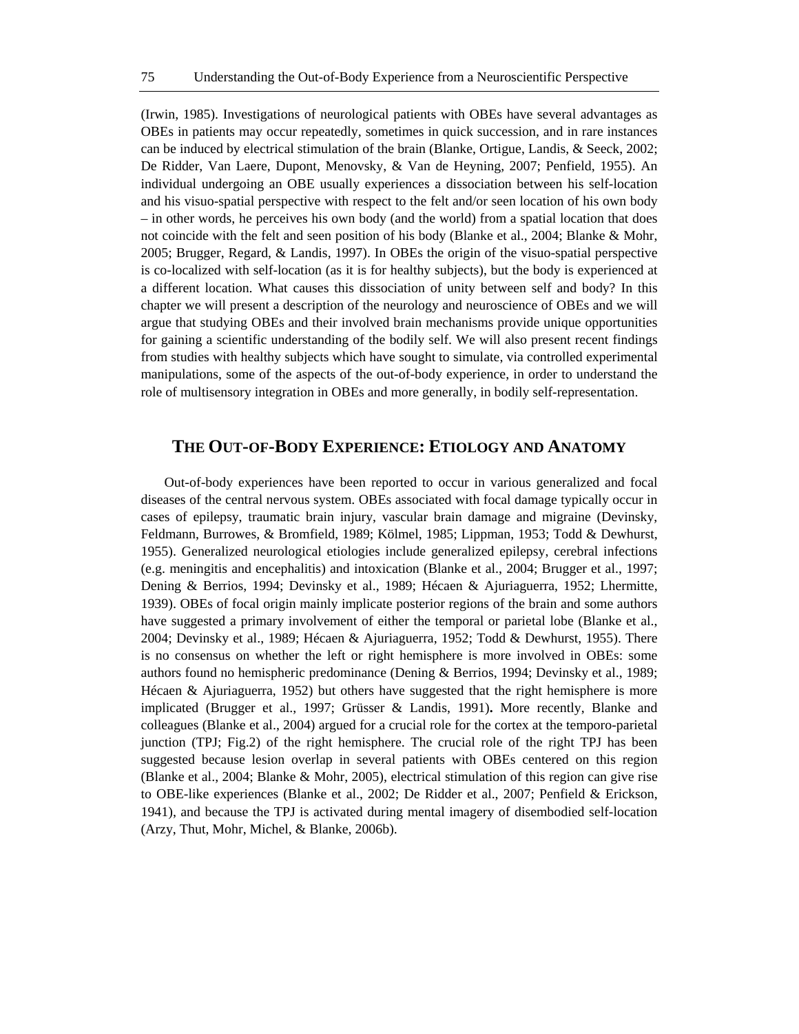(Irwin, 1985). Investigations of neurological patients with OBEs have several advantages as OBEs in patients may occur repeatedly, sometimes in quick succession, and in rare instances can be induced by electrical stimulation of the brain (Blanke, Ortigue, Landis, & Seeck, 2002; De Ridder, Van Laere, Dupont, Menovsky, & Van de Heyning, 2007; Penfield, 1955). An individual undergoing an OBE usually experiences a dissociation between his self-location and his visuo-spatial perspective with respect to the felt and/or seen location of his own body – in other words, he perceives his own body (and the world) from a spatial location that does not coincide with the felt and seen position of his body (Blanke et al., 2004; Blanke & Mohr, 2005; Brugger, Regard, & Landis, 1997). In OBEs the origin of the visuo-spatial perspective is co-localized with self-location (as it is for healthy subjects), but the body is experienced at a different location. What causes this dissociation of unity between self and body? In this chapter we will present a description of the neurology and neuroscience of OBEs and we will argue that studying OBEs and their involved brain mechanisms provide unique opportunities for gaining a scientific understanding of the bodily self. We will also present recent findings from studies with healthy subjects which have sought to simulate, via controlled experimental manipulations, some of the aspects of the out-of-body experience, in order to understand the role of multisensory integration in OBEs and more generally, in bodily self-representation.

## The Out-of-Body Experience: Etiology and Anatomy

Out-of-body experiences have been reported to occur in various generalized and focal diseases of the central nervous system. OBEs associated with focal damage typically occur in cases of epilepsy, traumatic brain injury, vascular brain damage and migraine (Devinsky, Feldmann, Burrowes, & Bromfield, 1989; Kölmel, 1985; Lippman, 1953; Todd & Dewhurst, 1955). Generalized neurological etiologies include generalized epilepsy, cerebral infections (e.g. meningitis and encephalitis) and intoxication (Blanke et al., 2004; Brugger et al., 1997; Dening & Berrios, 1994; Devinsky et al., 1989; Hécaen & Ajuriaguerra, 1952; Lhermitte, 1939). OBEs of focal origin mainly implicate posterior regions of the brain and some authors have suggested a primary involvement of either the temporal or parietal lobe (Blanke et al., 2004; Devinsky et al., 1989; Hécaen & Ajuriaguerra, 1952; Todd & Dewhurst, 1955). There is no consensus on whether the left or right hemisphere is more involved in OBEs: some authors found no hemispheric predominance (Dening & Berrios, 1994; Devinsky et al., 1989; Hécaen & Ajuriaguerra, 1952) but others have suggested that the right hemisphere is more implicated (Brugger et al., 1997; Grüsser & Landis, 1991). More recently, Blanke and colleagues (Blanke et al., 2004) argued for a crucial role for the cortex at the temporo-parietal junction (TPJ; Fig.2) of the right hemisphere. The crucial role of the right TPJ has been suggested because lesion overlap in several patients with OBEs centered on this region (Blanke et al., 2004; Blanke & Mohr, 2005), electrical stimulation of this region can give rise to OBE-like experiences (Blanke et al., 2002; De Ridder et al., 2007; Penfield & Erickson, 1941), and because the TPJ is activated during mental imagery of disembodied self-location (Arzy, Thut, Mohr, Michel, & Blanke, 2006b).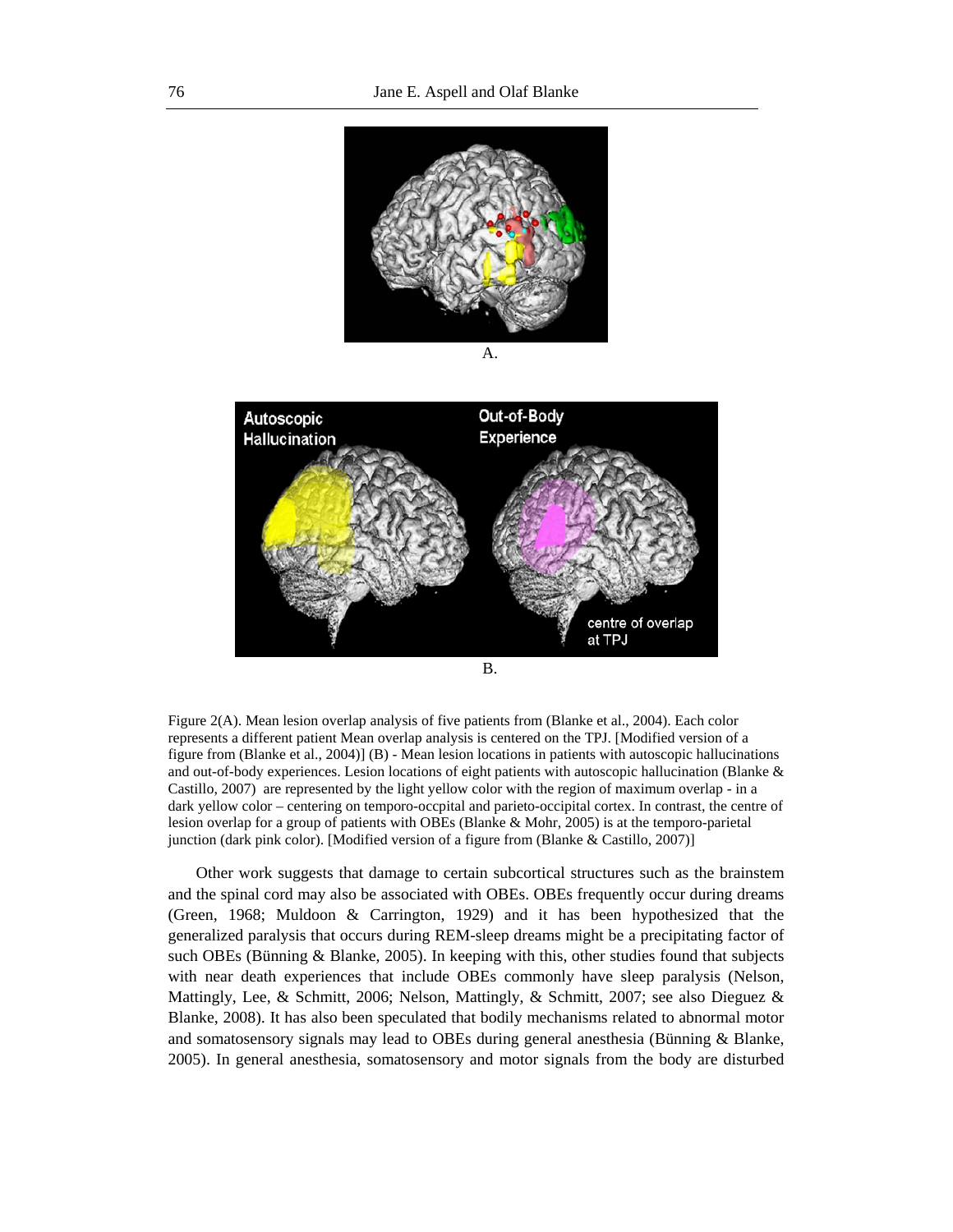A.

B.

Figure 2(A). Mean lesion overlap analysis of five patients from (Blanke et al., 2004). Each color represents a different patient Mean overlap analysis is centered on the TPJ. [Modified version of a figure from (Blanke et al., 2004)] (B) - Mean lesion locations in patients with autoscopic hallucinations and out-of-body experiences. Lesion locations of eight patients with autoscopic hallucination (Blanke & Castillo, 2007) are represented by the light yellow color with the region of maximum overlap - in a dark yellow color – centering on temporo-occpital and parieto-occipital cortex. In contrast, the centre of lesion overlap for a group of patients with OBEs (Blanke & Mohr, 2005) is at the temporo-parietal junction (dark pink color). [Modified version of a figure from (Blanke & Castillo, 2007)]

Other work suggests that damage to certain subcortical structures such as the brainstem and the spinal cord may also be associated with OBEs. OBEs frequently occur during dreams (Green, 1968; Muldoon & Carrington, 1929) and it has been hypothesized that the generalized paralysis that occurs during REM-sleep dreams might be a precipitating factor of such OBEs (Bünning & Blanke, 2005). In keeping with this, other studies found that subjects with near death experiences that include OBEs commonly have sleep paralysis (Nelson, Mattingly, Lee, & Schmitt, 2006; Nelson, Mattingly, & Schmitt, 2007; see also Dieguez & Blanke, 2008). It has also been speculated that bodily mechanisms related to abnormal motor and somatosensory signals may lead to OBEs during general anesthesia (Bünning & Blanke, 2005). In general anesthesia, somatosensory and motor signals from the body are disturbed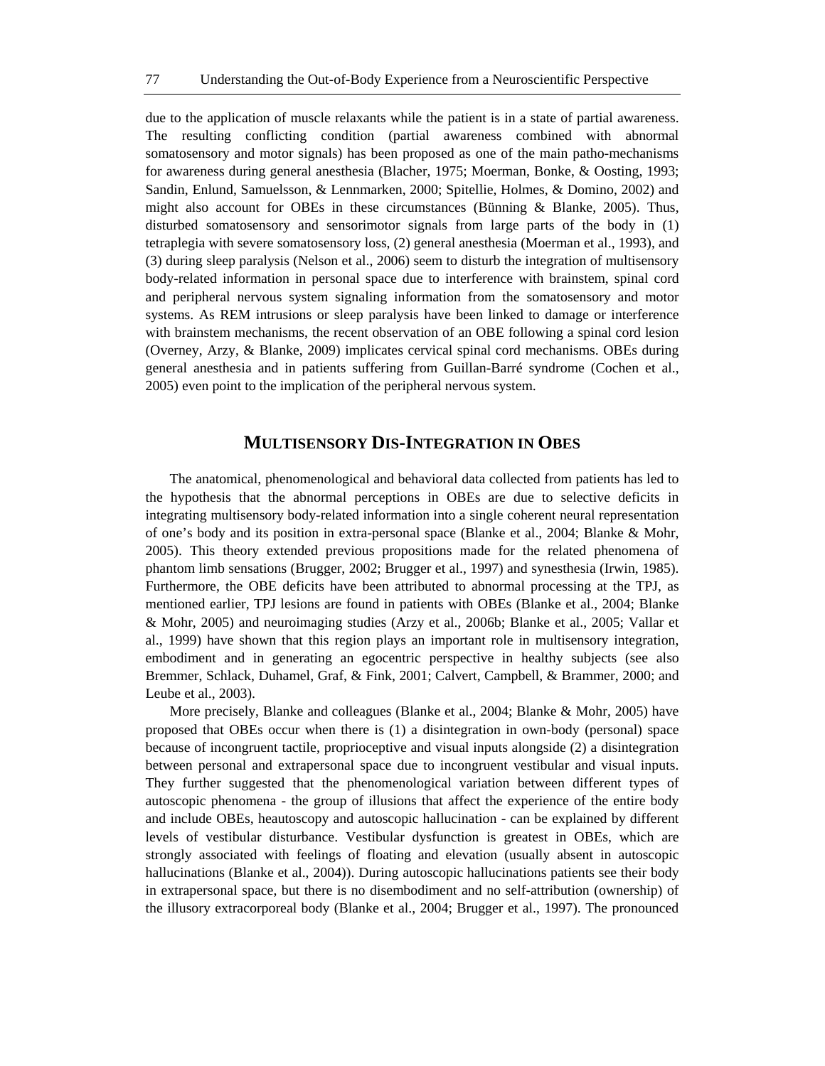due to the application of muscle relaxants while the patient is in a state of partial awareness. The resulting conflicting condition (partial awareness combined with abnormal somatosensory and motor signals) has been proposed as one of the main patho-mechanisms for awareness during general anesthesia (Blacher, 1975; Moerman, Bonke, & Oosting, 1993; Sandin, Enlund, Samuelsson, & Lennmarken, 2000; Spitellie, Holmes, & Domino, 2002) and might also account for OBEs in these circumstances (Bünning & Blanke, 2005). Thus, disturbed somatosensory and sensorimotor signals from large parts of the body in (1) tetraplegia with severe somatosensory loss, (2) general anesthesia (Moerman et al., 1993), and (3) during sleep paralysis (Nelson et al., 2006) seem to disturb the integration of multisensory body-related information in personal space due to interference with brainstem, spinal cord and peripheral nervous system signaling information from the somatosensory and motor systems. As REM intrusions or sleep paralysis have been linked to damage or interference with brainstem mechanisms, the recent observation of an OBE following a spinal cord lesion (Overney, Arzy, & Blanke, 2009) implicates cervical spinal cord mechanisms. OBEs during general anesthesia and in patients suffering from Guillan-Barré syndrome (Cochen et al., 2005) even point to the implication of the peripheral nervous system.

## MULTISENSORY DIS-INTEGRATION IN OBES

The anatomical, phenomenological and behavioral data collected from patients has led to the hypothesis that the abnormal perceptions in OBEs are due to selective deficits in integrating multisensory body-related information into a single coherent neural representation of one's body and its position in extra-personal space (Blanke et al., 2004; Blanke & Mohr, 2005). This theory extended previous propositions made for the related phenomena of phantom limb sensations (Brugger, 2002; Brugger et al., 1997) and synesthesia (Irwin, 1985). Furthermore, the OBE deficits have been attributed to abnormal processing at the TPJ, as mentioned earlier, TPJ lesions are found in patients with OBEs (Blanke et al., 2004; Blanke & Mohr, 2005) and neuroimaging studies (Arzy et al., 2006b; Blanke et al., 2005; Vallar et al., 1999) have shown that this region plays an important role in multisensory integration, embodiment and in generating an egocentric perspective in healthy subjects (see also Bremmer, Schlack, Duhamel, Graf, & Fink, 2001; Calvert, Campbell, & Brammer, 2000; and Leube et al., 2003).

More precisely, Blanke and colleagues (Blanke et al., 2004; Blanke & Mohr, 2005) have proposed that OBEs occur when there is (1) a disintegration in own-body (personal) space because of incongruent tactile, proprioceptive and visual inputs alongside (2) a disintegration between personal and extrapersonal space due to incongruent vestibular and visual inputs. They further suggested that the phenomenological variation between different types of autoscopic phenomena - the group of illusions that affect the experience of the entire body and include OBEs, heautoscopy and autoscopic hallucination - can be explained by different levels of vestibular disturbance. Vestibular dysfunction is greatest in OBEs, which are strongly associated with feelings of floating and elevation (usually absent in autoscopic hallucinations (Blanke et al., 2004)). During autoscopic hallucinations patients see their body in extrapersonal space, but there is no disembodiment and no self-attribution (ownership) of the illusory extracorporeal body (Blanke et al., 2004; Brugger et al., 1997). The pronounced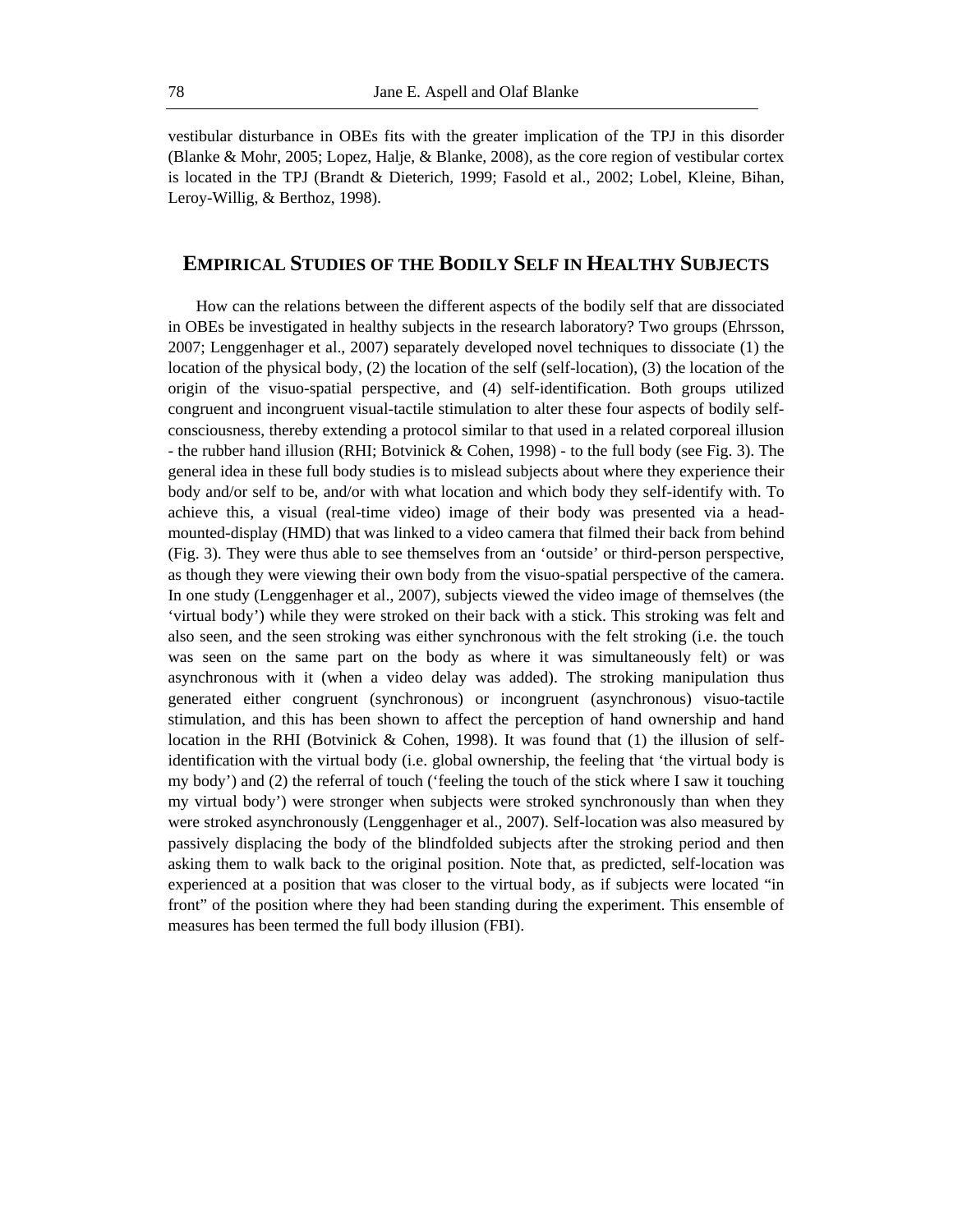vestibular disturbance in OBEs fits with the greater implication of the TPJ in this disorder (Blanke & Mohr, 2005; Lopez, Halje, & Blanke, 2008), as the core region of vestibular cortex is located in the TPJ (Brandt & Dieterich, 1999; Fasold et al., 2002; Lobel, Kleine, Bihan, Leroy-Willig, & Berthoz, 1998).

## EMPIRICAL STUDIES OF THE BODILY SELF IN HEALTHY SUBJECTS

How can the relations between the different aspects of the bodily self that are dissociated in OBEs be investigated in healthy subjects in the research laboratory? Two groups (Ehrsson, 2007; Lenggenhager et al., 2007) separately developed novel techniques to dissociate (1) the location of the physical body, (2) the location of the self (self-location), (3) the location of the origin of the visuo-spatial perspective, and (4) self-identification. Both groups utilized congruent and incongruent visual-tactile stimulation to alter these four aspects of bodily self-consciousness, thereby extending a protocol similar to that used in a related corporeal illusion - the rubber hand illusion (RHI; Botvinick & Cohen, 1998) - to the full body (see Fig. 3). The general idea in these full body studies is to mislead subjects about where they experience their body and/or self to be, and/or with what location and which body they self-identify with. To achieve this, a visual (real-time video) image of their body was presented via a head-mounted-display (HMD) that was linked to a video camera that filmed their back from behind (Fig. 3). They were thus able to see themselves from an 'outside' or third-person perspective, as though they were viewing their own body from the visuo-spatial perspective of the camera. In one study (Lenggenhager et al., 2007), subjects viewed the video image of themselves (the 'virtual body') while they were stroked on their back with a stick. This stroking was felt and also seen, and the seen stroking was either synchronous with the felt stroking (i.e. the touch was seen on the same part on the body as where it was simultaneously felt) or was asynchronous with it (when a video delay was added). The stroking manipulation thus generated either congruent (synchronous) or incongruent (asynchronous) visuo-tactile stimulation, and this has been shown to affect the perception of hand ownership and hand location in the RHI (Botvinick & Cohen, 1998). It was found that (1) the illusion of self-identification with the virtual body (i.e. global ownership, the feeling that 'the virtual body is my body') and (2) the referral of touch ('feeling the touch of the stick where I saw it touching my virtual body') were stronger when subjects were stroked synchronously than when they were stroked asynchronously (Lenggenhager et al., 2007). Self-location was also measured by passively displacing the body of the blindfolded subjects after the stroking period and then asking them to walk back to the original position. Note that, as predicted, self-location was experienced at a position that was closer to the virtual body, as if subjects were located "in front" of the position where they had been standing during the experiment. This ensemble of measures has been termed the full body illusion (FBI).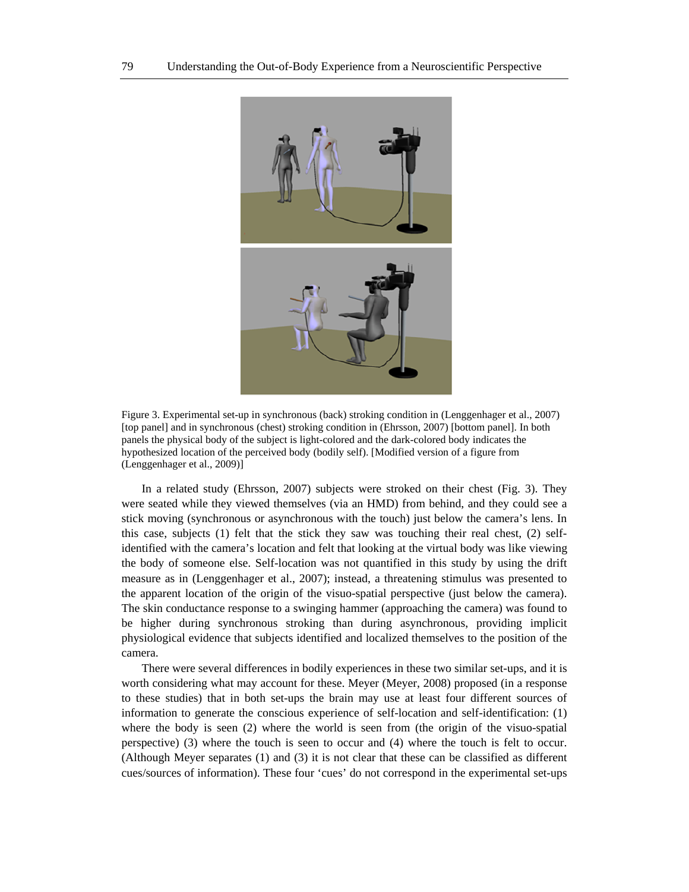Figure 3. Experimental set-up in synchronous (back) stroking condition in (Lenggenhager et al., 2007) [top panel] and in synchronous (chest) stroking condition in (Ehrsson, 2007) [bottom panel]. In both panels the physical body of the subject is light-colored and the dark-colored body indicates the hypothesized location of the perceived body (bodily self). [Modified version of a figure from (Lenggenhager et al., 2009)]

In a related study (Ehrsson, 2007) subjects were stroked on their chest (Fig. 3). They were seated while they viewed themselves (via an HMD) from behind, and they could see a stick moving (synchronous or asynchronous with the touch) just below the camera's lens. In this case, subjects (1) felt that the stick they saw was touching their real chest, (2) self-identified with the camera's location and felt that looking at the virtual body was like viewing the body of someone else. Self-location was not quantified in this study by using the drift measure as in (Lenggenhager et al., 2007); instead, a threatening stimulus was presented to the apparent location of the origin of the visuo-spatial perspective (just below the camera). The skin conductance response to a swinging hammer (approaching the camera) was found to be higher during synchronous stroking than during asynchronous, providing implicit physiological evidence that subjects identified and localized themselves to the position of the camera.

There were several differences in bodily experiences in these two similar set-ups, and it is worth considering what may account for these. Meyer (Meyer, 2008) proposed (in a response to these studies) that in both set-ups the brain may use at least four different sources of information to generate the conscious experience of self-location and self-identification: (1) where the body is seen (2) where the world is seen from (the origin of the visuo-spatial perspective) (3) where the touch is seen to occur and (4) where the touch is felt to occur. (Although Meyer separates (1) and (3) it is not clear that these can be classified as different cues/sources of information). These four 'cues' do not correspond in the experimental set-ups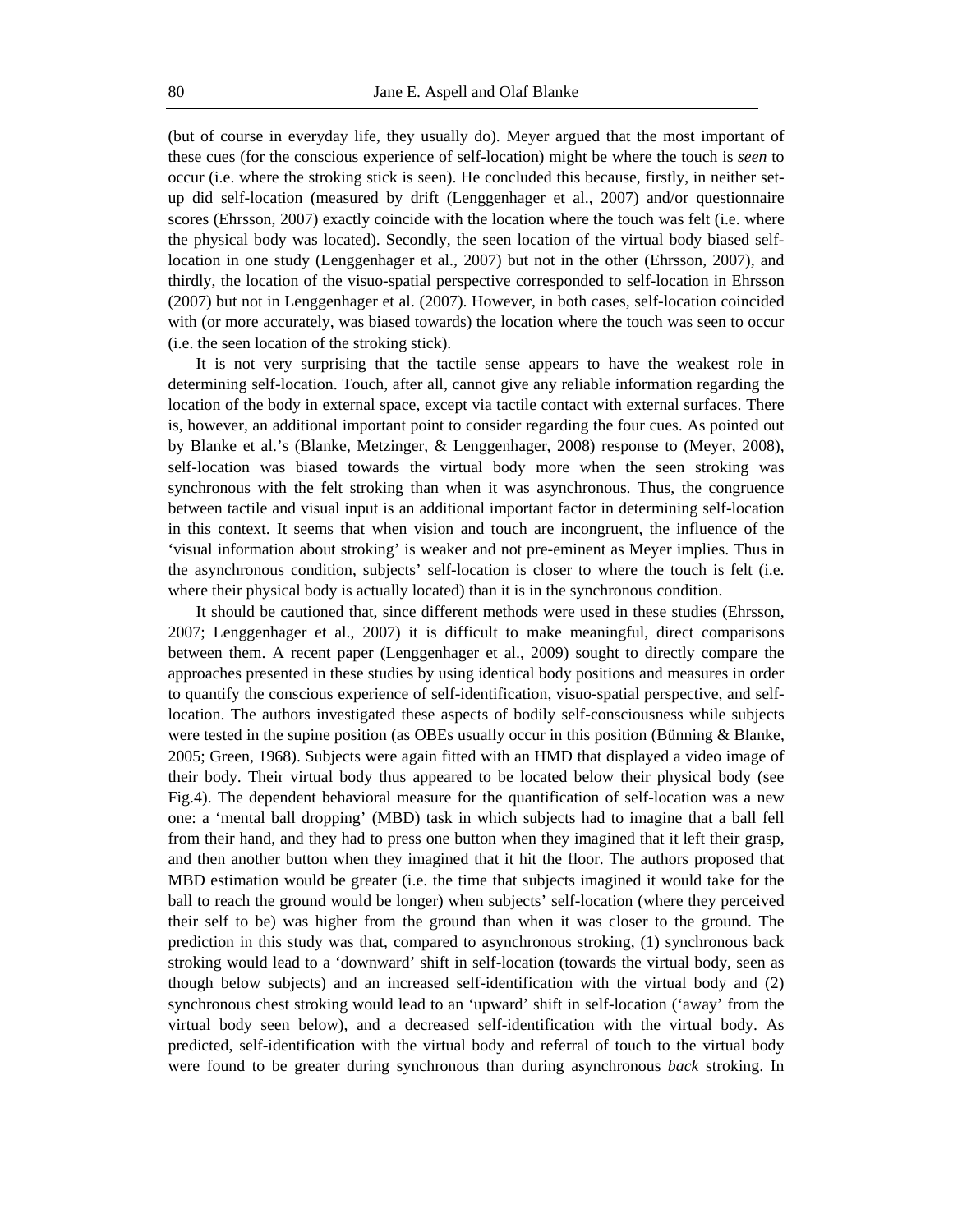(but of course in everyday life, they usually do). Meyer argued that the most important of these cues (for the conscious experience of self-location) might be where the touch is *seen* to occur (i.e. where the stroking stick is seen). He concluded this because, firstly, in neither set-up did self-location (measured by drift (Lenggenhager et al., 2007) and/or questionnaire scores (Ehrsson, 2007) exactly coincide with the location where the touch was felt (i.e. where the physical body was located). Secondly, the seen location of the virtual body biased self-location in one study (Lenggenhager et al., 2007) but not in the other (Ehrsson, 2007), and thirdly, the location of the visuo-spatial perspective corresponded to self-location in Ehrsson (2007) but not in Lenggenhager et al. (2007). However, in both cases, self-location coincided with (or more accurately, was biased towards) the location where the touch was seen to occur (i.e. the seen location of the stroking stick).

It is not very surprising that the tactile sense appears to have the weakest role in determining self-location. Touch, after all, cannot give any reliable information regarding the location of the body in external space, except via tactile contact with external surfaces. There is, however, an additional important point to consider regarding the four cues. As pointed out by Blanke et al.'s (Blanke, Metzinger, & Lenggenhager, 2008) response to (Meyer, 2008), self-location was biased towards the virtual body more when the seen stroking was synchronous with the felt stroking than when it was asynchronous. Thus, the congruence between tactile and visual input is an additional important factor in determining self-location in this context. It seems that when vision and touch are incongruent, the influence of the 'visual information about stroking' is weaker and not pre-eminent as Meyer implies. Thus in the asynchronous condition, subjects' self-location is closer to where the touch is felt (i.e. where their physical body is actually located) than it is in the synchronous condition.

It should be cautioned that, since different methods were used in these studies (Ehrsson, 2007; Lenggenhager et al., 2007) it is difficult to make meaningful, direct comparisons between them. A recent paper (Lenggenhager et al., 2009) sought to directly compare the approaches presented in these studies by using identical body positions and measures in order to quantify the conscious experience of self-identification, visuo-spatial perspective, and self-location. The authors investigated these aspects of bodily self-consciousness while subjects were tested in the supine position (as OBEs usually occur in this position (Bünning & Blanke, 2005; Green, 1968). Subjects were again fitted with an HMD that displayed a video image of their body. Their virtual body thus appeared to be located below their physical body (see Fig.4). The dependent behavioral measure for the quantification of self-location was a new one: a 'mental ball dropping' (MBD) task in which subjects had to imagine that a ball fell from their hand, and they had to press one button when they imagined that it left their grasp, and then another button when they imagined that it hit the floor. The authors proposed that MBD estimation would be greater (i.e. the time that subjects imagined it would take for the ball to reach the ground would be longer) when subjects' self-location (where they perceived their self to be) was higher from the ground than when it was closer to the ground. The prediction in this study was that, compared to asynchronous stroking, (1) synchronous back stroking would lead to a 'downward' shift in self-location (towards the virtual body, seen as though below subjects) and an increased self-identification with the virtual body and (2) synchronous chest stroking would lead to an 'upward' shift in self-location ('away' from the virtual body seen below), and a decreased self-identification with the virtual body. As predicted, self-identification with the virtual body and referral of touch to the virtual body were found to be greater during synchronous than during asynchronous *back* stroking. In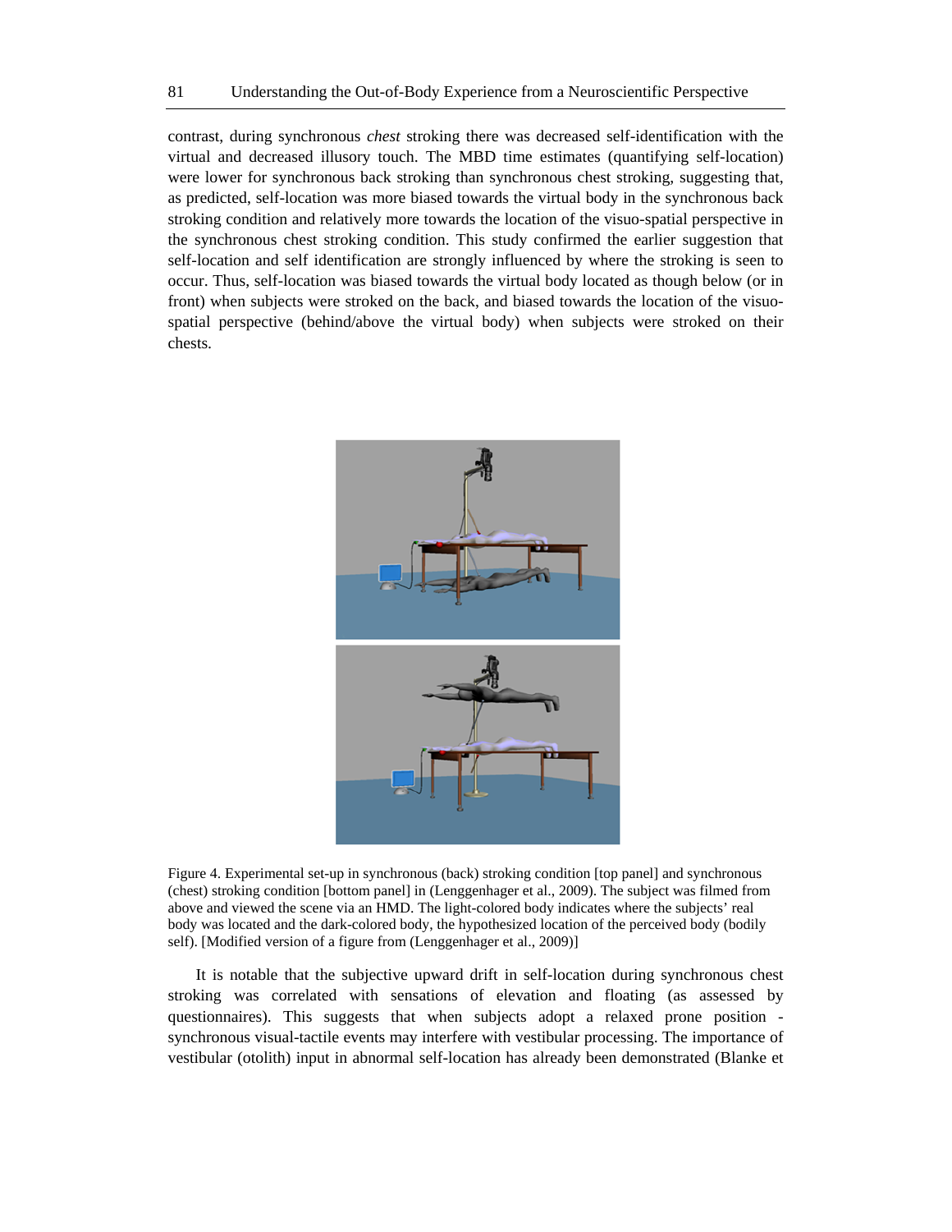contrast, during synchronous *chest* stroking there was decreased self-identification with the virtual and decreased illusory touch. The MBD time estimates (quantifying self-location) were lower for synchronous back stroking than synchronous chest stroking, suggesting that, as predicted, self-location was more biased towards the virtual body in the synchronous back stroking condition and relatively more towards the location of the visuo-spatial perspective in the synchronous chest stroking condition. This study confirmed the earlier suggestion that self-location and self identification are strongly influenced by where the stroking is seen to occur. Thus, self-location was biased towards the virtual body located as though below (or in front) when subjects were stroked on the back, and biased towards the location of the visuo-spatial perspective (behind/above the virtual body) when subjects were stroked on their chests.

Figure 4. Experimental set-up in synchronous (back) stroking condition [top panel] and synchronous (chest) stroking condition [bottom panel] in (Lenggenhager et al., 2009). The subject was filmed from above and viewed the scene via an HMD. The light-colored body indicates where the subjects' real body was located and the dark-colored body, the hypothesized location of the perceived body (bodily self). [Modified version of a figure from (Lenggenhager et al., 2009)]

It is notable that the subjective upward drift in self-location during synchronous chest stroking was correlated with sensations of elevation and floating (as assessed by questionnaires). This suggests that when subjects adopt a relaxed prone position - synchronous visual-tactile events may interfere with vestibular processing. The importance of vestibular (otolith) input in abnormal self-location has already been demonstrated (Blanke et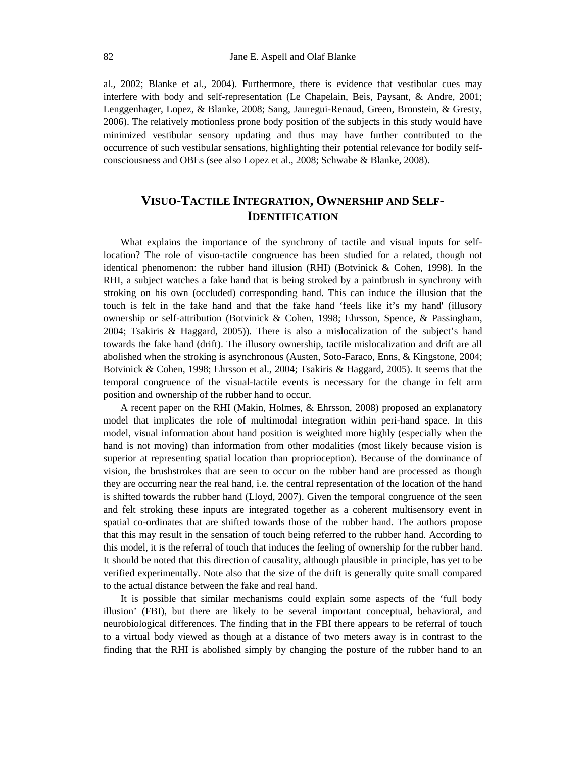al., 2002; Blanke et al., 2004). Furthermore, there is evidence that vestibular cues may interfere with body and self-representation (Le Chapelain, Beis, Paysant, & Andre, 2001; Lenggenhager, Lopez, & Blanke, 2008; Sang, Jauregui-Renaud, Green, Bronstein, & Gresty, 2006). The relatively motionless prone body position of the subjects in this study would have minimized vestibular sensory updating and thus may have further contributed to the occurrence of such vestibular sensations, highlighting their potential relevance for bodily self-consciousness and OBEs (see also Lopez et al., 2008; Schwabe & Blanke, 2008).

## Visuo-Tactile Integration, Ownership and Self-Identification

What explains the importance of the synchrony of tactile and visual inputs for self-location? The role of visuo-tactile congruence has been studied for a related, though not identical phenomenon: the rubber hand illusion (RHI) (Botvinick & Cohen, 1998). In the RHI, a subject watches a fake hand that is being stroked by a paintbrush in synchrony with stroking on his own (occluded) corresponding hand. This can induce the illusion that the touch is felt in the fake hand and that the fake hand 'feels like it's my hand' (illusory ownership or self-attribution (Botvinick & Cohen, 1998; Ehrsson, Spence, & Passingham, 2004; Tsakiris & Haggard, 2005)). There is also a mislocalization of the subject's hand towards the fake hand (drift). The illusory ownership, tactile mislocalization and drift are all abolished when the stroking is asynchronous (Austen, Soto-Faraco, Enns, & Kingstone, 2004; Botvinick & Cohen, 1998; Ehrsson et al., 2004; Tsakiris & Haggard, 2005). It seems that the temporal congruence of the visual-tactile events is necessary for the change in felt arm position and ownership of the rubber hand to occur.

A recent paper on the RHI (Makin, Holmes, & Ehrsson, 2008) proposed an explanatory model that implicates the role of multimodal integration within peri-hand space. In this model, visual information about hand position is weighted more highly (especially when the hand is not moving) than information from other modalities (most likely because vision is superior at representing spatial location than proprioception). Because of the dominance of vision, the brushstrokes that are seen to occur on the rubber hand are processed as though they are occurring near the real hand, i.e. the central representation of the location of the hand is shifted towards the rubber hand (Lloyd, 2007). Given the temporal congruence of the seen and felt stroking these inputs are integrated together as a coherent multisensory event in spatial co-ordinates that are shifted towards those of the rubber hand. The authors propose that this may result in the sensation of touch being referred to the rubber hand. According to this model, it is the referral of touch that induces the feeling of ownership for the rubber hand. It should be noted that this direction of causality, although plausible in principle, has yet to be verified experimentally. Note also that the size of the drift is generally quite small compared to the actual distance between the fake and real hand.

It is possible that similar mechanisms could explain some aspects of the 'full body illusion' (FBI), but there are likely to be several important conceptual, behavioral, and neurobiological differences. The finding that in the FBI there appears to be referral of touch to a virtual body viewed as though at a distance of two meters away is in contrast to the finding that the RHI is abolished simply by changing the posture of the rubber hand to an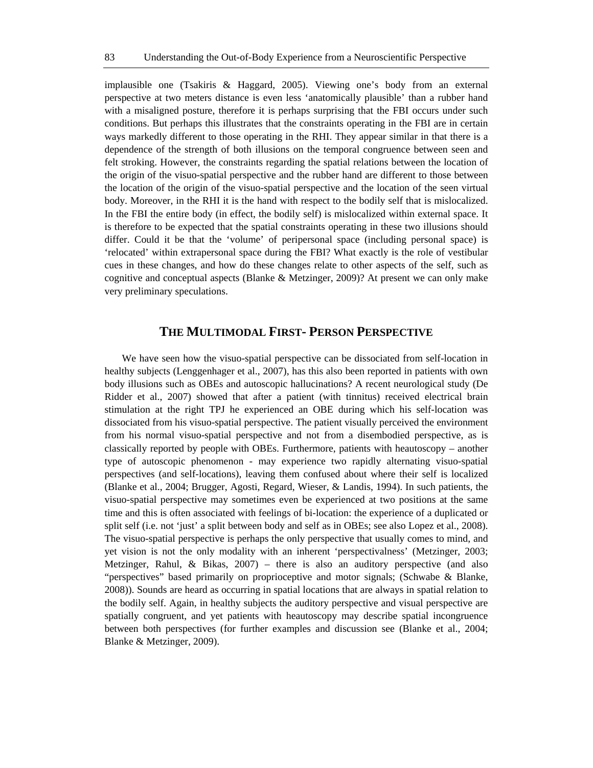implausible one (Tsakiris & Haggard, 2005). Viewing one's body from an external perspective at two meters distance is even less 'anatomically plausible' than a rubber hand with a misaligned posture, therefore it is perhaps surprising that the FBI occurs under such conditions. But perhaps this illustrates that the constraints operating in the FBI are in certain ways markedly different to those operating in the RHI. They appear similar in that there is a dependence of the strength of both illusions on the temporal congruence between seen and felt stroking. However, the constraints regarding the spatial relations between the location of the origin of the visuo-spatial perspective and the rubber hand are different to those between the location of the origin of the visuo-spatial perspective and the location of the seen virtual body. Moreover, in the RHI it is the hand with respect to the bodily self that is mislocalized. In the FBI the entire body (in effect, the bodily self) is mislocalized within external space. It is therefore to be expected that the spatial constraints operating in these two illusions should differ. Could it be that the 'volume' of peripersonal space (including personal space) is 'relocated' within extrapersonal space during the FBI? What exactly is the role of vestibular cues in these changes, and how do these changes relate to other aspects of the self, such as cognitive and conceptual aspects (Blanke & Metzinger, 2009)? At present we can only make very preliminary speculations.

## The Multimodal First- Person Perspective

We have seen how the visuo-spatial perspective can be dissociated from self-location in healthy subjects (Lenggenhager et al., 2007), has this also been reported in patients with own body illusions such as OBEs and autoscopic hallucinations? A recent neurological study (De Ridder et al., 2007) showed that after a patient (with tinnitus) received electrical brain stimulation at the right TPJ he experienced an OBE during which his self-location was dissociated from his visuo-spatial perspective. The patient visually perceived the environment from his normal visuo-spatial perspective and not from a disembodied perspective, as is classically reported by people with OBEs. Furthermore, patients with heautoscopy – another type of autoscopic phenomenon - may experience two rapidly alternating visuo-spatial perspectives (and self-locations), leaving them confused about where their self is localized (Blanke et al., 2004; Brugger, Agosti, Regard, Wieser, & Landis, 1994). In such patients, the visuo-spatial perspective may sometimes even be experienced at two positions at the same time and this is often associated with feelings of bi-location: the experience of a duplicated or split self (i.e. not 'just' a split between body and self as in OBEs; see also Lopez et al., 2008). The visuo-spatial perspective is perhaps the only perspective that usually comes to mind, and yet vision is not the only modality with an inherent 'perspectivalness' (Metzinger, 2003; Metzinger, Rahul, & Bikas, 2007) – there is also an auditory perspective (and also "perspectives" based primarily on proprioceptive and motor signals; (Schwabe & Blanke, 2008)). Sounds are heard as occurring in spatial locations that are always in spatial relation to the bodily self. Again, in healthy subjects the auditory perspective and visual perspective are spatially congruent, and yet patients with heautoscopy may describe spatial incongruence between both perspectives (for further examples and discussion see (Blanke et al., 2004; Blanke & Metzinger, 2009).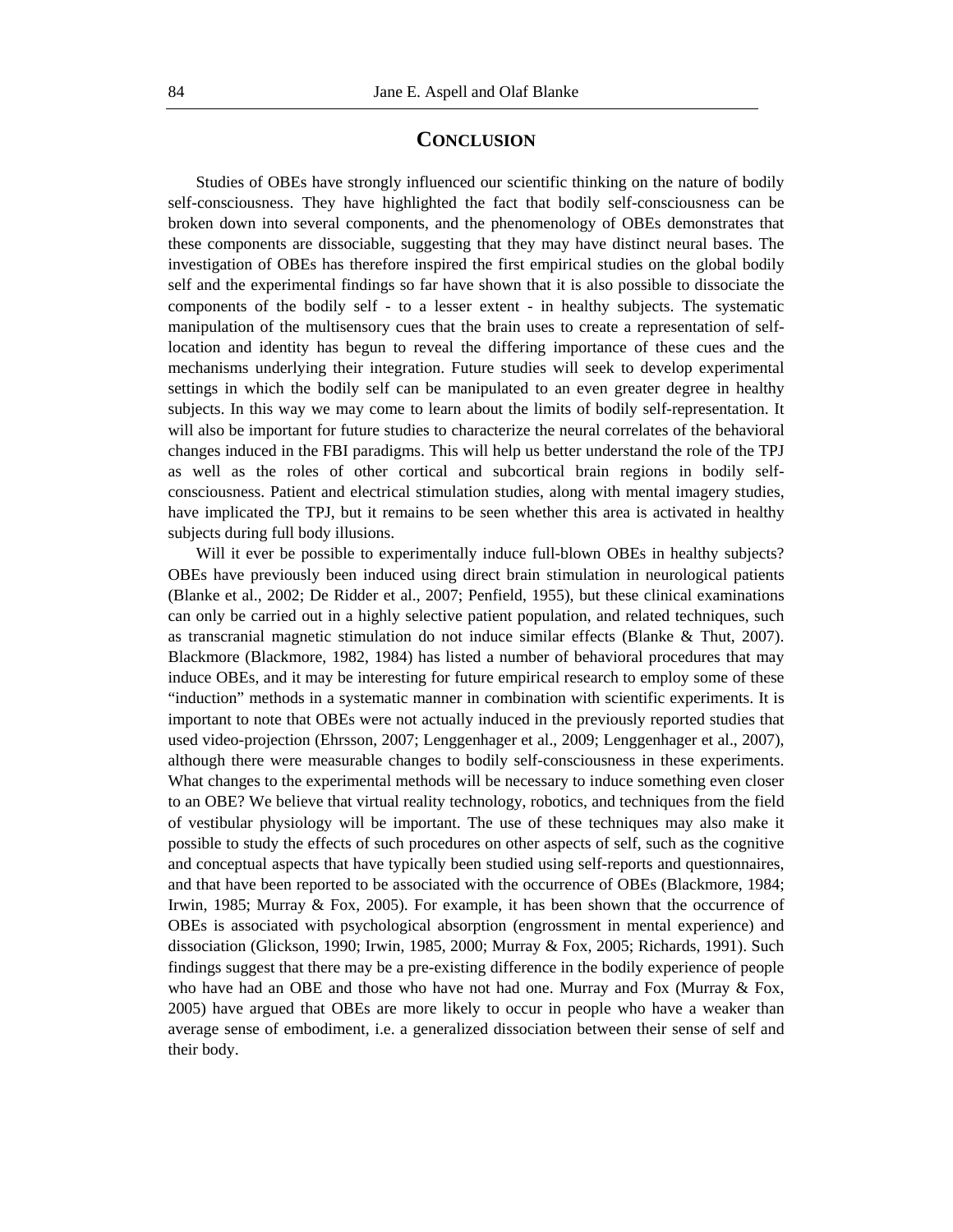## Conclusion

Studies of OBEs have strongly influenced our scientific thinking on the nature of bodily self-consciousness. They have highlighted the fact that bodily self-consciousness can be broken down into several components, and the phenomenology of OBEs demonstrates that these components are dissociable, suggesting that they may have distinct neural bases. The investigation of OBEs has therefore inspired the first empirical studies on the global bodily self and the experimental findings so far have shown that it is also possible to dissociate the components of the bodily self - to a lesser extent - in healthy subjects. The systematic manipulation of the multisensory cues that the brain uses to create a representation of self-location and identity has begun to reveal the differing importance of these cues and the mechanisms underlying their integration. Future studies will seek to develop experimental settings in which the bodily self can be manipulated to an even greater degree in healthy subjects. In this way we may come to learn about the limits of bodily self-representation. It will also be important for future studies to characterize the neural correlates of the behavioral changes induced in the FBI paradigms. This will help us better understand the role of the TPJ as well as the roles of other cortical and subcortical brain regions in bodily self-consciousness. Patient and electrical stimulation studies, along with mental imagery studies, have implicated the TPJ, but it remains to be seen whether this area is activated in healthy subjects during full body illusions.

Will it ever be possible to experimentally induce full-blown OBEs in healthy subjects? OBEs have previously been induced using direct brain stimulation in neurological patients (Blanke et al., 2002; De Ridder et al., 2007; Penfield, 1955), but these clinical examinations can only be carried out in a highly selective patient population, and related techniques, such as transcranial magnetic stimulation do not induce similar effects (Blanke & Thut, 2007). Blackmore (Blackmore, 1982, 1984) has listed a number of behavioral procedures that may induce OBEs, and it may be interesting for future empirical research to employ some of these "induction" methods in a systematic manner in combination with scientific experiments. It is important to note that OBEs were not actually induced in the previously reported studies that used video-projection (Ehrsson, 2007; Lenggenhager et al., 2009; Lenggenhager et al., 2007), although there were measurable changes to bodily self-consciousness in these experiments. What changes to the experimental methods will be necessary to induce something even closer to an OBE? We believe that virtual reality technology, robotics, and techniques from the field of vestibular physiology will be important. The use of these techniques may also make it possible to study the effects of such procedures on other aspects of self, such as the cognitive and conceptual aspects that have typically been studied using self-reports and questionnaires, and that have been reported to be associated with the occurrence of OBEs (Blackmore, 1984; Irwin, 1985; Murray & Fox, 2005). For example, it has been shown that the occurrence of OBEs is associated with psychological absorption (engrossment in mental experience) and dissociation (Glickson, 1990; Irwin, 1985, 2000; Murray & Fox, 2005; Richards, 1991). Such findings suggest that there may be a pre-existing difference in the bodily experience of people who have had an OBE and those who have not had one. Murray and Fox (Murray & Fox, 2005) have argued that OBEs are more likely to occur in people who have a weaker than average sense of embodiment, i.e. a generalized dissociation between their sense of self and their body.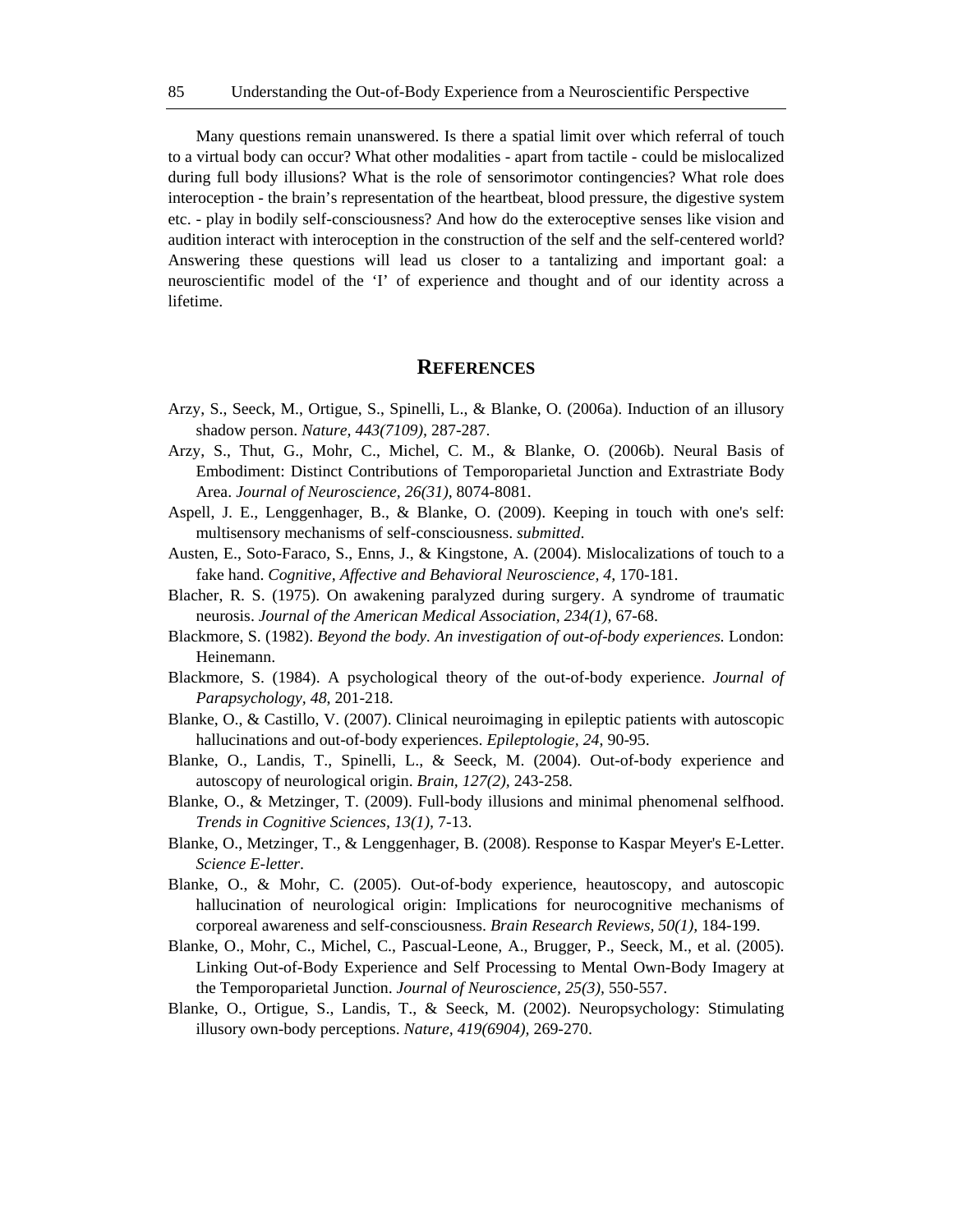Many questions remain unanswered. Is there a spatial limit over which referral of touch to a virtual body can occur? What other modalities - apart from tactile - could be mislocalized during full body illusions? What is the role of sensorimotor contingencies? What role does interoception - the brain's representation of the heartbeat, blood pressure, the digestive system etc. - play in bodily self-consciousness? And how do the exteroceptive senses like vision and audition interact with interoception in the construction of the self and the self-centered world? Answering these questions will lead us closer to a tantalizing and important goal: a neuroscientific model of the 'I' of experience and thought and of our identity across a lifetime.

## REFERENCES

Arzy, S., Seeck, M., Ortigue, S., Spinelli, L., & Blanke, O. (2006a). Induction of an illusory shadow person. *Nature, 443(7109),* 287-287.

Arzy, S., Thut, G., Mohr, C., Michel, C. M., & Blanke, O. (2006b). Neural Basis of Embodiment: Distinct Contributions of Temporoparietal Junction and Extrastriate Body Area. *Journal of Neuroscience, 26(31),* 8074-8081.

Aspell, J. E., Lenggenhager, B., & Blanke, O. (2009). Keeping in touch with one's self: multisensory mechanisms of self-consciousness. *submitted*.

Austen, E., Soto-Faraco, S., Enns, J., & Kingstone, A. (2004). Mislocalizations of touch to a fake hand. *Cognitive, Affective and Behavioral Neuroscience, 4,* 170-181.

Blacher, R. S. (1975). On awakening paralyzed during surgery. A syndrome of traumatic neurosis. *Journal of the American Medical Association, 234(1),* 67-68.

Blackmore, S. (1982). *Beyond the body. An investigation of out-of-body experiences.* London: Heinemann.

Blackmore, S. (1984). A psychological theory of the out-of-body experience. *Journal of Parapsychology, 48,* 201-218.

Blanke, O., & Castillo, V. (2007). Clinical neuroimaging in epileptic patients with autoscopic hallucinations and out-of-body experiences. *Epileptologie, 24,* 90-95.

Blanke, O., Landis, T., Spinelli, L., & Seeck, M. (2004). Out-of-body experience and autoscopy of neurological origin. *Brain, 127(2),* 243-258.

Blanke, O., & Metzinger, T. (2009). Full-body illusions and minimal phenomenal selfhood. *Trends in Cognitive Sciences, 13(1),* 7-13.

Blanke, O., Metzinger, T., & Lenggenhager, B. (2008). Response to Kaspar Meyer's E-Letter. *Science E-letter*.

Blanke, O., & Mohr, C. (2005). Out-of-body experience, heautoscopy, and autoscopic hallucination of neurological origin: Implications for neurocognitive mechanisms of corporeal awareness and self-consciousness. *Brain Research Reviews, 50(1),* 184-199.

Blanke, O., Mohr, C., Michel, C., Pascual-Leone, A., Brugger, P., Seeck, M., et al. (2005). Linking Out-of-Body Experience and Self Processing to Mental Own-Body Imagery at the Temporoparietal Junction. *Journal of Neuroscience, 25(3),* 550-557.

Blanke, O., Ortigue, S., Landis, T., & Seeck, M. (2002). Neuropsychology: Stimulating illusory own-body perceptions. *Nature, 419(6904),* 269-270.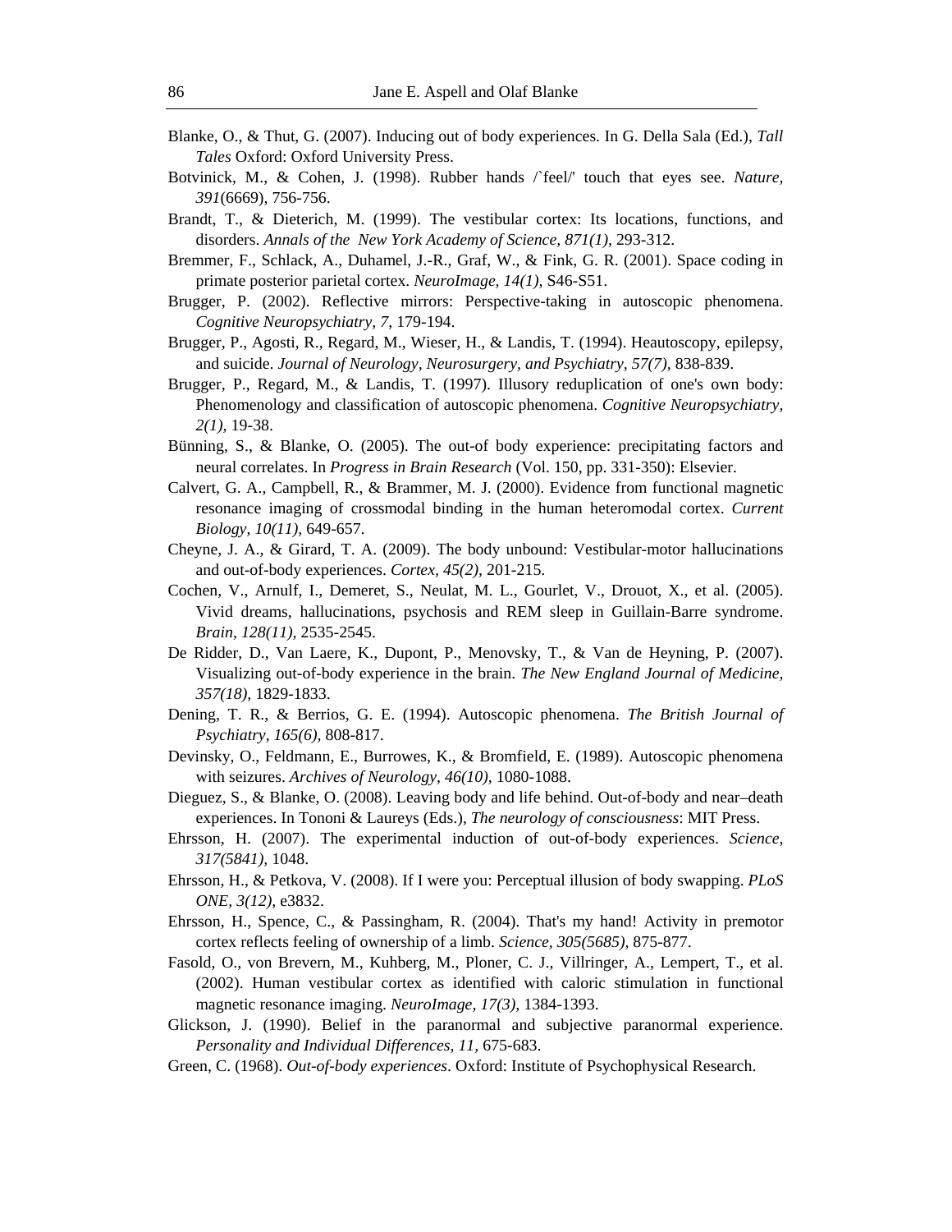Blanke, O., & Thut, G. (2007). Inducing out of body experiences. In G. Della Sala (Ed.), *Tall Tales* Oxford: Oxford University Press.

Botvinick, M., & Cohen, J. (1998). Rubber hands /`feel/' touch that eyes see. *Nature, 391*(6669), 756-756.

Brandt, T., & Dieterich, M. (1999). The vestibular cortex: Its locations, functions, and disorders. *Annals of the New York Academy of Science, 871(1),* 293-312.

Bremmer, F., Schlack, A., Duhamel, J.-R., Graf, W., & Fink, G. R. (2001). Space coding in primate posterior parietal cortex. *NeuroImage, 14(1),* S46-S51.

Brugger, P. (2002). Reflective mirrors: Perspective-taking in autoscopic phenomena. *Cognitive Neuropsychiatry, 7,* 179-194.

Brugger, P., Agosti, R., Regard, M., Wieser, H., & Landis, T. (1994). Heautoscopy, epilepsy, and suicide. *Journal of Neurology, Neurosurgery, and Psychiatry, 57(7),* 838-839.

Brugger, P., Regard, M., & Landis, T. (1997). Illusory reduplication of one's own body: Phenomenology and classification of autoscopic phenomena. *Cognitive Neuropsychiatry, 2(1),* 19-38.

Bünning, S., & Blanke, O. (2005). The out-of body experience: precipitating factors and neural correlates. In *Progress in Brain Research* (Vol. 150, pp. 331-350): Elsevier.

Calvert, G. A., Campbell, R., & Brammer, M. J. (2000). Evidence from functional magnetic resonance imaging of crossmodal binding in the human heteromodal cortex. *Current Biology, 10(11),* 649-657.

Cheyne, J. A., & Girard, T. A. (2009). The body unbound: Vestibular-motor hallucinations and out-of-body experiences. *Cortex, 45(2),* 201-215.

Cochen, V., Arnulf, I., Demeret, S., Neulat, M. L., Gourlet, V., Drouot, X., et al. (2005). Vivid dreams, hallucinations, psychosis and REM sleep in Guillain-Barre syndrome. *Brain, 128(11),* 2535-2545.

De Ridder, D., Van Laere, K., Dupont, P., Menovsky, T., & Van de Heyning, P. (2007). Visualizing out-of-body experience in the brain. *The New England Journal of Medicine, 357(18),* 1829-1833.

Dening, T. R., & Berrios, G. E. (1994). Autoscopic phenomena. *The British Journal of Psychiatry, 165(6),* 808-817.

Devinsky, O., Feldmann, E., Burrowes, K., & Bromfield, E. (1989). Autoscopic phenomena with seizures. *Archives of Neurology, 46(10),* 1080-1088.

Dieguez, S., & Blanke, O. (2008). Leaving body and life behind. Out-of-body and near–death experiences. In Tononi & Laureys (Eds.), *The neurology of consciousness*: MIT Press.

Ehrsson, H. (2007). The experimental induction of out-of-body experiences. *Science, 317(5841),* 1048.

Ehrsson, H., & Petkova, V. (2008). If I were you: Perceptual illusion of body swapping. *PLoS ONE, 3(12),* e3832.

Ehrsson, H., Spence, C., & Passingham, R. (2004). That's my hand! Activity in premotor cortex reflects feeling of ownership of a limb. *Science, 305(5685),* 875-877.

Fasold, O., von Brevern, M., Kuhberg, M., Ploner, C. J., Villringer, A., Lempert, T., et al. (2002). Human vestibular cortex as identified with caloric stimulation in functional magnetic resonance imaging. *NeuroImage, 17(3),* 1384-1393.

Glickson, J. (1990). Belief in the paranormal and subjective paranormal experience. *Personality and Individual Differences, 11,* 675-683.

Green, C. (1968). *Out-of-body experiences*. Oxford: Institute of Psychophysical Research.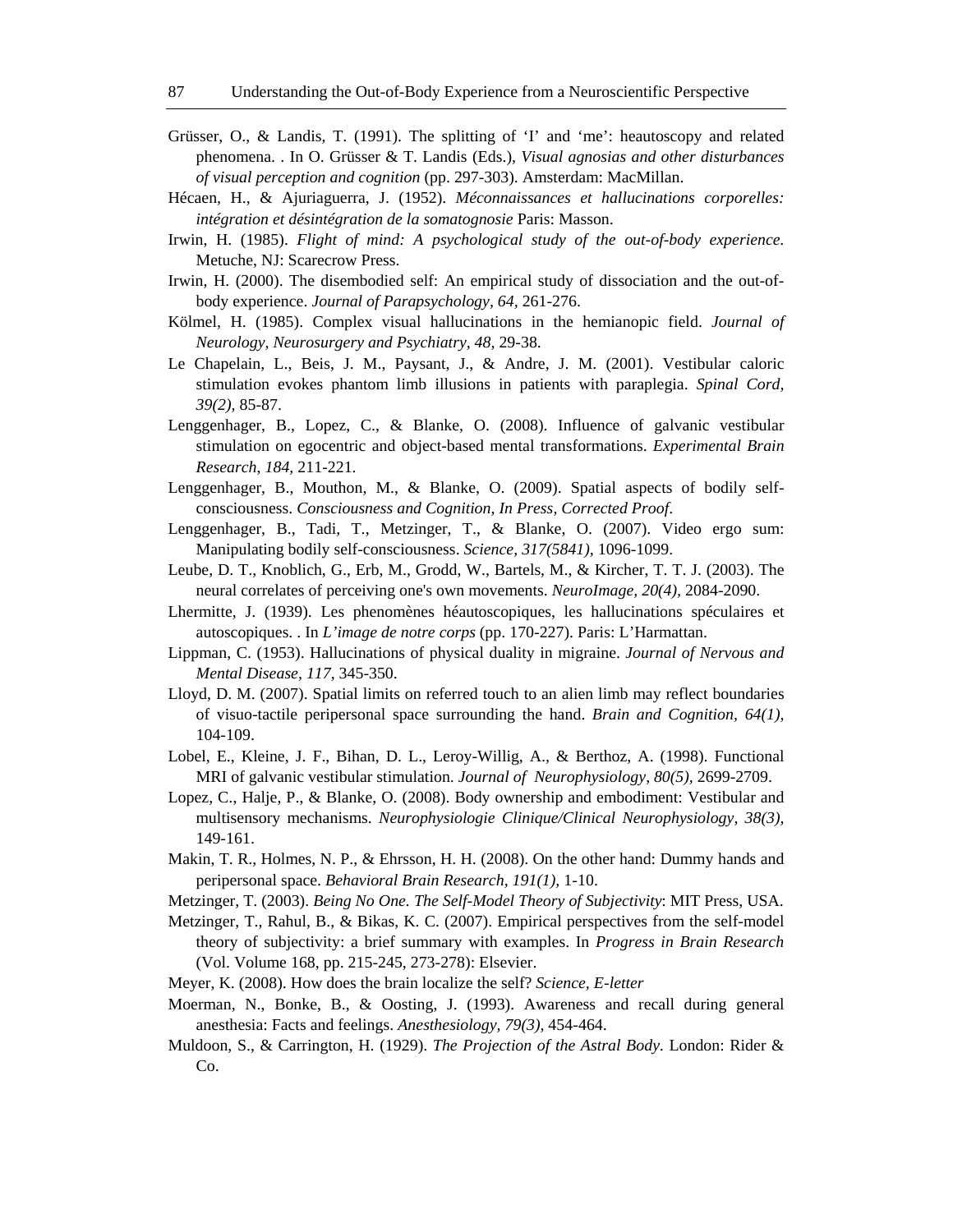Grüsser, O., & Landis, T. (1991). The splitting of 'I' and 'me': heautoscopy and related phenomena. . In O. Grüsser & T. Landis (Eds.), *Visual agnosias and other disturbances of visual perception and cognition* (pp. 297-303). Amsterdam: MacMillan.

Hécaen, H., & Ajuriaguerra, J. (1952). *Méconnaissances et hallucinations corporelles: intégration et désintégration de la somatognosie* Paris: Masson.

Irwin, H. (1985). *Flight of mind: A psychological study of the out-of-body experience.* Metuche, NJ: Scarecrow Press.

Irwin, H. (2000). The disembodied self: An empirical study of dissociation and the out-of-body experience. *Journal of Parapsychology, 64,* 261-276.

Kölmel, H. (1985). Complex visual hallucinations in the hemianopic field. *Journal of Neurology, Neurosurgery and Psychiatry, 48,* 29-38.

Le Chapelain, L., Beis, J. M., Paysant, J., & Andre, J. M. (2001). Vestibular caloric stimulation evokes phantom limb illusions in patients with paraplegia. *Spinal Cord, 39(2),* 85-87.

Lenggenhager, B., Lopez, C., & Blanke, O. (2008). Influence of galvanic vestibular stimulation on egocentric and object-based mental transformations. *Experimental Brain Research, 184,* 211-221.

Lenggenhager, B., Mouthon, M., & Blanke, O. (2009). Spatial aspects of bodily self-consciousness. *Consciousness and Cognition, In Press, Corrected Proof.*

Lenggenhager, B., Tadi, T., Metzinger, T., & Blanke, O. (2007). Video ergo sum: Manipulating bodily self-consciousness. *Science, 317(5841),* 1096-1099.

Leube, D. T., Knoblich, G., Erb, M., Grodd, W., Bartels, M., & Kircher, T. T. J. (2003). The neural correlates of perceiving one's own movements. *NeuroImage, 20(4),* 2084-2090.

Lhermitte, J. (1939). Les phenomènes héautoscopiques, les hallucinations spéculaires et autoscopiques. . In *L'image de notre corps* (pp. 170-227). Paris: L'Harmattan.

Lippman, C. (1953). Hallucinations of physical duality in migraine. *Journal of Nervous and Mental Disease, 117,* 345-350.

Lloyd, D. M. (2007). Spatial limits on referred touch to an alien limb may reflect boundaries of visuo-tactile peripersonal space surrounding the hand. *Brain and Cognition, 64(1),* 104-109.

Lobel, E., Kleine, J. F., Bihan, D. L., Leroy-Willig, A., & Berthoz, A. (1998). Functional MRI of galvanic vestibular stimulation. *Journal of Neurophysiology, 80(5),* 2699-2709.

Lopez, C., Halje, P., & Blanke, O. (2008). Body ownership and embodiment: Vestibular and multisensory mechanisms. *Neurophysiologie Clinique/Clinical Neurophysiology, 38(3),* 149-161.

Makin, T. R., Holmes, N. P., & Ehrsson, H. H. (2008). On the other hand: Dummy hands and peripersonal space. *Behavioral Brain Research, 191(1),* 1-10.

Metzinger, T. (2003). *Being No One. The Self-Model Theory of Subjectivity*: MIT Press, USA.

Metzinger, T., Rahul, B., & Bikas, K. C. (2007). Empirical perspectives from the self-model theory of subjectivity: a brief summary with examples. In *Progress in Brain Research* (Vol. Volume 168, pp. 215-245, 273-278): Elsevier.

Meyer, K. (2008). How does the brain localize the self? *Science, E-letter*

Moerman, N., Bonke, B., & Oosting, J. (1993). Awareness and recall during general anesthesia: Facts and feelings. *Anesthesiology, 79(3),* 454-464.

Muldoon, S., & Carrington, H. (1929). *The Projection of the Astral Body.* London: Rider & Co.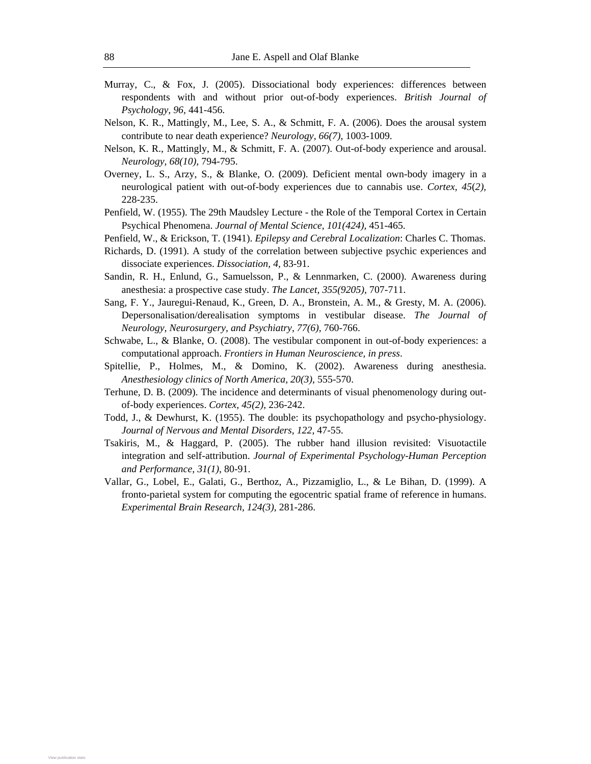Murray, C., & Fox, J. (2005). Dissociational body experiences: differences between respondents with and without prior out-of-body experiences. *British Journal of Psychology, 96*, 441-456.

Nelson, K. R., Mattingly, M., Lee, S. A., & Schmitt, F. A. (2006). Does the arousal system contribute to near death experience? *Neurology, 66(7)*, 1003-1009.

Nelson, K. R., Mattingly, M., & Schmitt, F. A. (2007). Out-of-body experience and arousal. *Neurology, 68(10)*, 794-795.

Overney, L. S., Arzy, S., & Blanke, O. (2009). Deficient mental own-body imagery in a neurological patient with out-of-body experiences due to cannabis use. *Cortex, 45*(*2)*, 228-235.

Penfield, W. (1955). The 29th Maudsley Lecture - the Role of the Temporal Cortex in Certain Psychical Phenomena. *Journal of Mental Science, 101(424)*, 451-465.

Penfield, W., & Erickson, T. (1941). *Epilepsy and Cerebral Localization*: Charles C. Thomas.

Richards, D. (1991). A study of the correlation between subjective psychic experiences and dissociate experiences. *Dissociation, 4*, 83-91.

Sandin, R. H., Enlund, G., Samuelsson, P., & Lennmarken, C. (2000). Awareness during anesthesia: a prospective case study. *The Lancet, 355(9205)*, 707-711.

Sang, F. Y., Jauregui-Renaud, K., Green, D. A., Bronstein, A. M., & Gresty, M. A. (2006). Depersonalisation/derealisation symptoms in vestibular disease. *The Journal of Neurology, Neurosurgery, and Psychiatry, 77(6)*, 760-766.

Schwabe, L., & Blanke, O. (2008). The vestibular component in out-of-body experiences: a computational approach. *Frontiers in Human Neuroscience, in press*.

Spitellie, P., Holmes, M., & Domino, K. (2002). Awareness during anesthesia. *Anesthesiology clinics of North America, 20(3)*, 555-570.

Terhune, D. B. (2009). The incidence and determinants of visual phenomenology during out-of-body experiences. *Cortex, 45(2)*, 236-242.

Todd, J., & Dewhurst, K. (1955). The double: its psychopathology and psycho-physiology. *Journal of Nervous and Mental Disorders, 122*, 47-55.

Tsakiris, M., & Haggard, P. (2005). The rubber hand illusion revisited: Visuotactile integration and self-attribution. *Journal of Experimental Psychology-Human Perception and Performance, 31(1)*, 80-91.

Vallar, G., Lobel, E., Galati, G., Berthoz, A., Pizzamiglio, L., & Le Bihan, D. (1999). A fronto-parietal system for computing the egocentric spatial frame of reference in humans. *Experimental Brain Research, 124(3)*, 281-286.